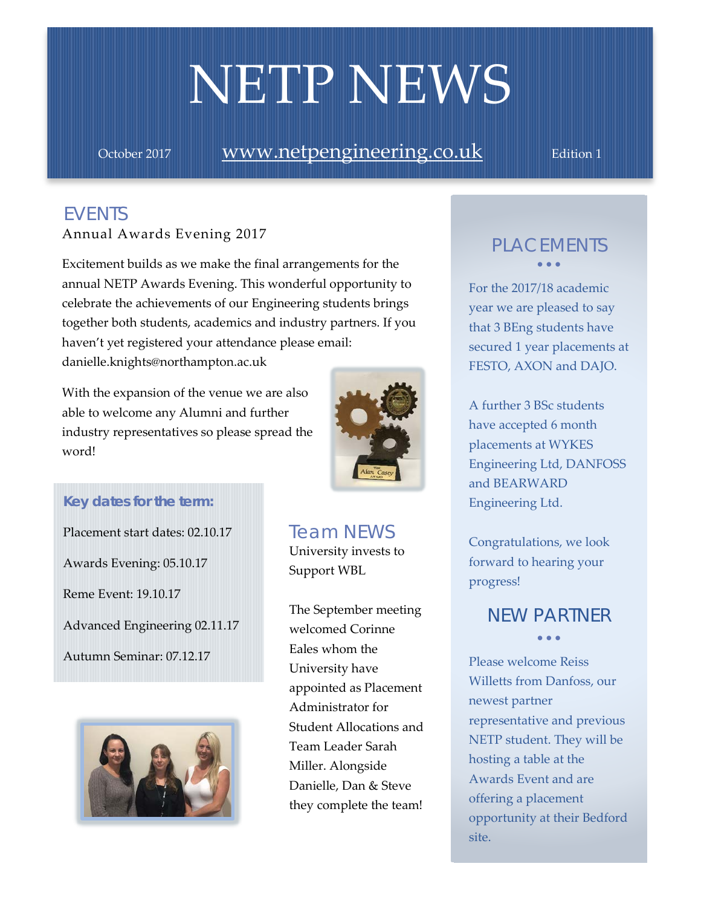# NETP NEWS

October 2017 www.netpengineering.co.uk Edition 1

## EVENTS

### Annual Awards Evening 2017

Excitement builds as we make the final arrangements for the annual NETP Awards Evening. This wonderful opportunity to celebrate the achievements of our Engineering students brings together both students, academics and industry partners. If you haven't yet registered your attendance please email: danielle.knights@northampton.ac.uk

With the expansion of the venue we are also able to welcome any Alumni and further industry representatives so please spread the word!

**Key dates for the term:**

Placement start dates: 02.10.17

Awards Evening: 05.10.17

Reme Event: 19.10.17

Advanced Engineering 02.11.17

Autumn Seminar: 07.12.17

## Team NEWS

### University invests to Support WBL

The September meeting welcomed Corinne Eales whom the University have appointed as Placement Administrator for Student Allocations and Team Leader Sarah Miller. Alongside Danielle, Dan & Steve they complete the team!

## PLACEMENTS

For the 2017/18 academic year we are pleased to say that 3 BEng students have secured 1 year placements at FESTO, AXON and DAJO.

A further 3 BSc students have accepted 6 month placements at WYKES Engineering Ltd, DANFOSS and BEARWARD Engineering Ltd.

Congratulations, we look forward to hearing your progress!

## NEW PARTNER

Please welcome Reiss Willetts from Danfoss, our newest partner representative and previous NETP student. They will be hosting a table at the Awards Event and are offering a placement opportunity at their Bedford site.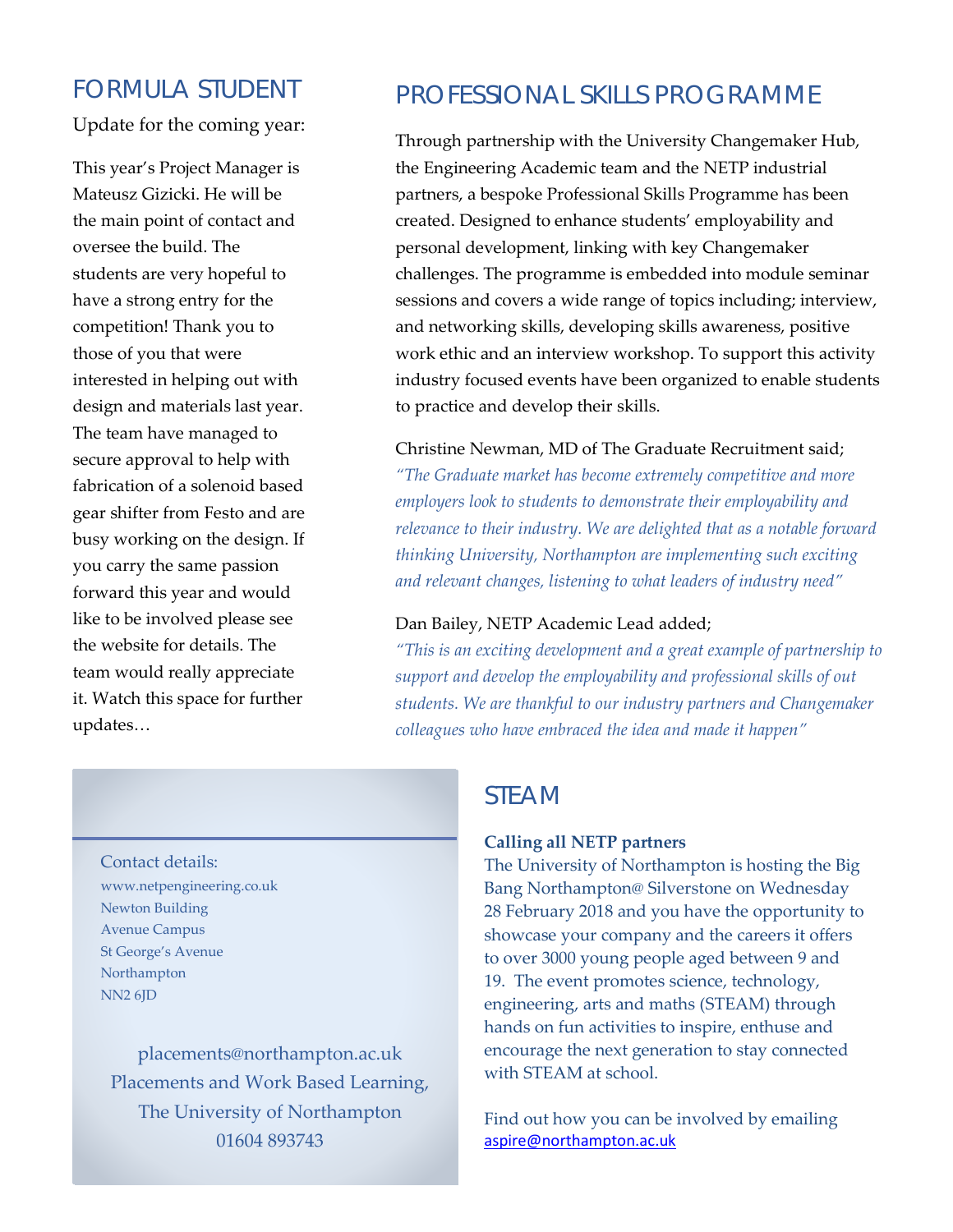## FORMULA STUDENT

Update for the coming year:

This year's Project Manager is Mateusz Gizicki. He will be the main point of contact and oversee the build. The students are very hopeful to have a strong entry for the competition! Thank you to those of you that were interested in helping out with design and materials last year. The team have managed to secure approval to help with fabrication of a solenoid based gear shifter from Festo and are busy working on the design. If you carry the same passion forward this year and would like to be involved please see the website for details. The team would really appreciate it. Watch this space for further updates…

## PROFESSIONAL SKILLS PROGRAMME

Through partnership with the University Changemaker Hub, the Engineering Academic team and the NETP industrial partners, a bespoke Professional Skills Programme has been created. Designed to enhance students' employability and personal development, linking with key Changemaker challenges. The programme is embedded into module seminar sessions and covers a wide range of topics including; interview, and networking skills, developing skills awareness, positive work ethic and an interview workshop. To support this activity industry focused events have been organized to enable students to practice and develop their skills.

Christine Newman, MD of The Graduate Recruitment said;
*"The Graduate market has become extremely competitive and more employers look to students to demonstrate their employability and relevance to their industry. We are delighted that as a notable forward thinking University, Northampton are implementing such exciting and relevant changes, listening to what leaders of industry need"*

Dan Bailey, NETP Academic Lead added;
*"This is an exciting development and a great example of partnership to support and develop the employability and professional skills of out students. We are thankful to our industry partners and Changemaker colleagues who have embraced the idea and made it happen"*

Contact details:
www.netpengineering.co.uk
Newton Building
Avenue Campus
St George's Avenue
Northampton
NN2 6JD

placements@northampton.ac.uk
Placements and Work Based Learning,
The University of Northampton
01604 893743

## STEAM

**Calling all NETP partners**
The University of Northampton is hosting the Big Bang Northampton@ Silverstone on Wednesday 28 February 2018 and you have the opportunity to showcase your company and the careers it offers to over 3000 young people aged between 9 and 19. The event promotes science, technology, engineering, arts and maths (STEAM) through hands on fun activities to inspire, enthuse and encourage the next generation to stay connected with STEAM at school.

Find out how you can be involved by emailing aspire@northampton.ac.uk